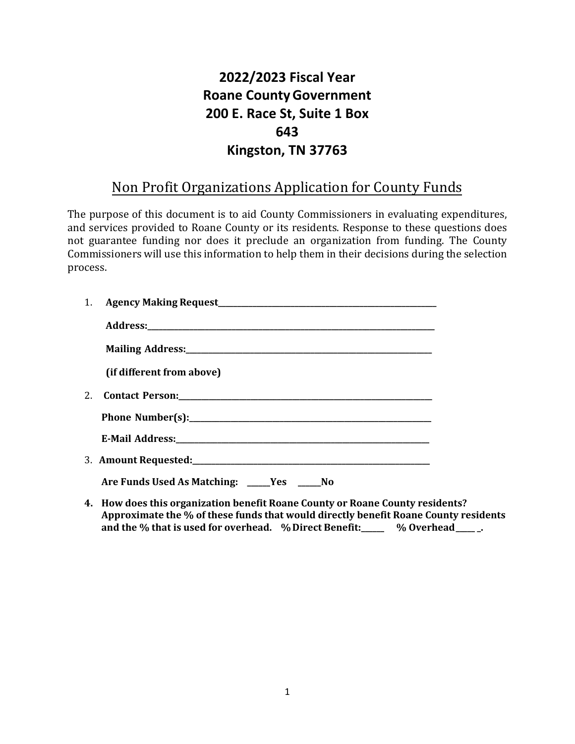# 2022/2023 Fiscal Year
# Roane County Government
# 200 E. Race St, Suite 1 Box 643
# Kingston, TN 37763

## Non Profit Organizations Application for County Funds

The purpose of this document is to aid County Commissioners in evaluating expenditures, and services provided to Roane County or its residents. Response to these questions does not guarantee funding nor does it preclude an organization from funding. The County Commissioners will use this information to help them in their decisions during the selection process.

1. **Agency Making Request**\_\_\_\_\_\_\_\_\_\_\_\_\_\_\_\_\_\_\_\_\_\_\_\_\_\_\_\_\_\_\_\_\_\_\_\_\_\_\_\_

   **Address:**\_\_\_\_\_\_\_\_\_\_\_\_\_\_\_\_\_\_\_\_\_\_\_\_\_\_\_\_\_\_\_\_\_\_\_\_\_\_\_\_\_\_\_\_\_\_\_\_\_

   **Mailing Address:**\_\_\_\_\_\_\_\_\_\_\_\_\_\_\_\_\_\_\_\_\_\_\_\_\_\_\_\_\_\_\_\_\_\_\_\_\_\_\_\_\_

   **(if different from above)**

2. **Contact Person:**\_\_\_\_\_\_\_\_\_\_\_\_\_\_\_\_\_\_\_\_\_\_\_\_\_\_\_\_\_\_\_\_\_\_\_\_\_\_\_\_\_\_

   **Phone Number(s):**\_\_\_\_\_\_\_\_\_\_\_\_\_\_\_\_\_\_\_\_\_\_\_\_\_\_\_\_\_\_\_\_\_\_\_\_\_\_\_\_

   **E-Mail Address:**\_\_\_\_\_\_\_\_\_\_\_\_\_\_\_\_\_\_\_\_\_\_\_\_\_\_\_\_\_\_\_\_\_\_\_\_\_\_\_\_\_

3. **Amount Requested:**\_\_\_\_\_\_\_\_\_\_\_\_\_\_\_\_\_\_\_\_\_\_\_\_\_\_\_\_\_\_\_\_\_\_\_\_\_\_\_\_

   **Are Funds Used As Matching: \_\_\_\_\_\_Yes \_\_\_\_\_\_No**

4. **How does this organization benefit Roane County or Roane County residents? Approximate the % of these funds that would directly benefit Roane County residents and the % that is used for overhead. % Direct Benefit:\_\_\_\_\_\_ % Overhead\_\_\_\_\_ \_.**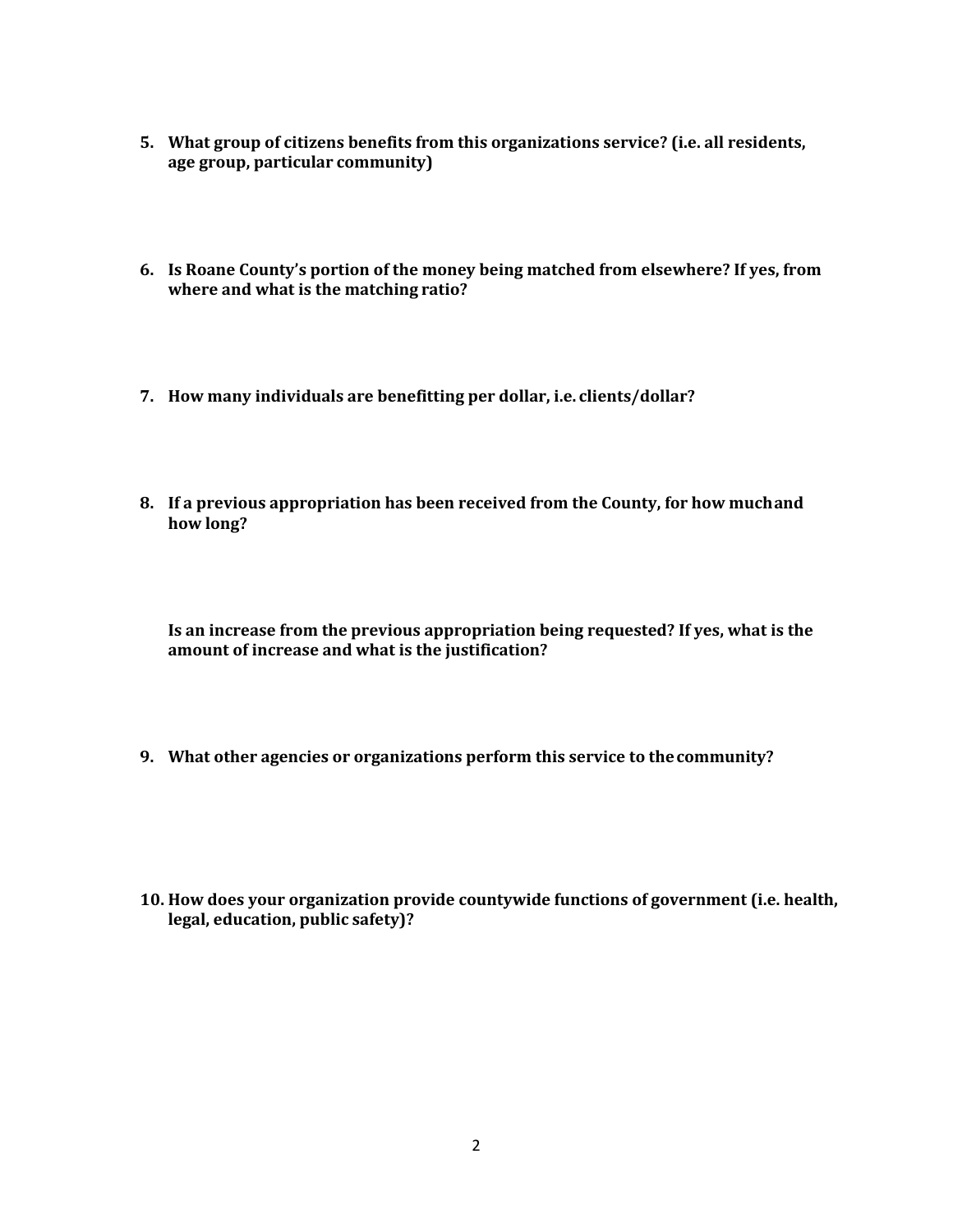5. **What group of citizens benefits from this organizations service? (i.e. all residents, age group, particular community)**

6. **Is Roane County's portion of the money being matched from elsewhere? If yes, from where and what is the matching ratio?**

7. **How many individuals are benefitting per dollar, i.e. clients/dollar?**

8. **If a previous appropriation has been received from the County, for how much and how long?**

   **Is an increase from the previous appropriation being requested? If yes, what is the amount of increase and what is the justification?**

9. **What other agencies or organizations perform this service to the community?**

10. **How does your organization provide countywide functions of government (i.e. health, legal, education, public safety)?**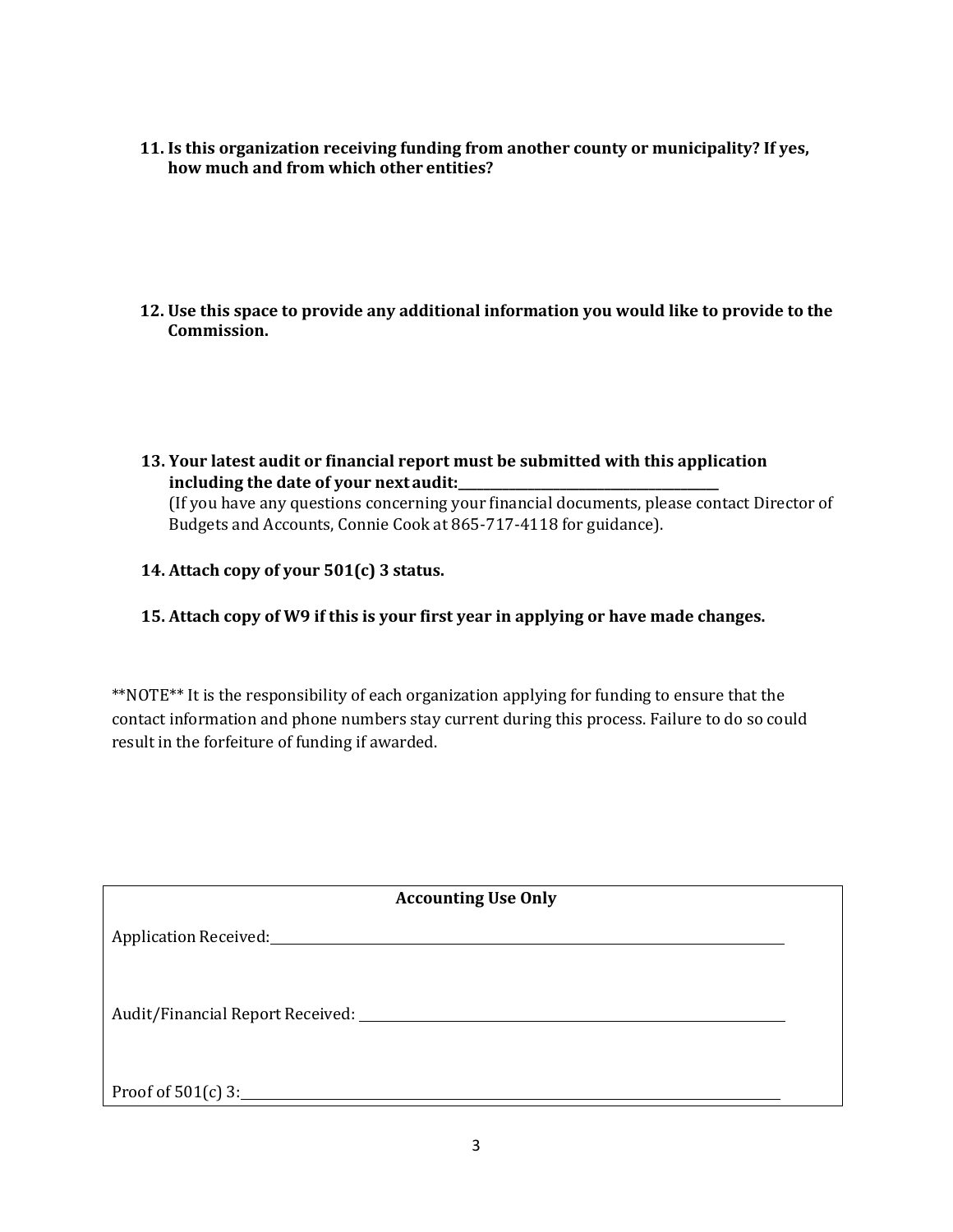**11. Is this organization receiving funding from another county or municipality? If yes, how much and from which other entities?**

**12. Use this space to provide any additional information you would like to provide to the Commission.**

**13. Your latest audit or financial report must be submitted with this application including the date of your next audit:\_\_\_\_\_\_\_\_\_\_\_\_\_\_\_\_\_\_\_\_\_\_\_\_\_\_\_\_\_\_\_\_\_\_\_\_\_\_**
(If you have any questions concerning your financial documents, please contact Director of Budgets and Accounts, Connie Cook at 865-717-4118 for guidance).

**14. Attach copy of your 501(c) 3 status.**

**15. Attach copy of W9 if this is your first year in applying or have made changes.**

**NOTE** It is the responsibility of each organization applying for funding to ensure that the contact information and phone numbers stay current during this process. Failure to do so could result in the forfeiture of funding if awarded.

| **Accounting Use Only** |
|---|
| Application Received:\_\_\_\_\_\_\_\_\_\_\_\_\_\_\_\_\_\_\_\_\_\_\_\_\_\_\_\_\_\_\_\_\_\_\_\_\_\_ |
| Audit/Financial Report Received: \_\_\_\_\_\_\_\_\_\_\_\_\_\_\_\_\_\_\_\_\_\_\_\_\_\_\_\_\_\_\_\_\_\_\_\_\_\_ |
| Proof of 501(c) 3:\_\_\_\_\_\_\_\_\_\_\_\_\_\_\_\_\_\_\_\_\_\_\_\_\_\_\_\_\_\_\_\_\_\_\_\_\_\_ |